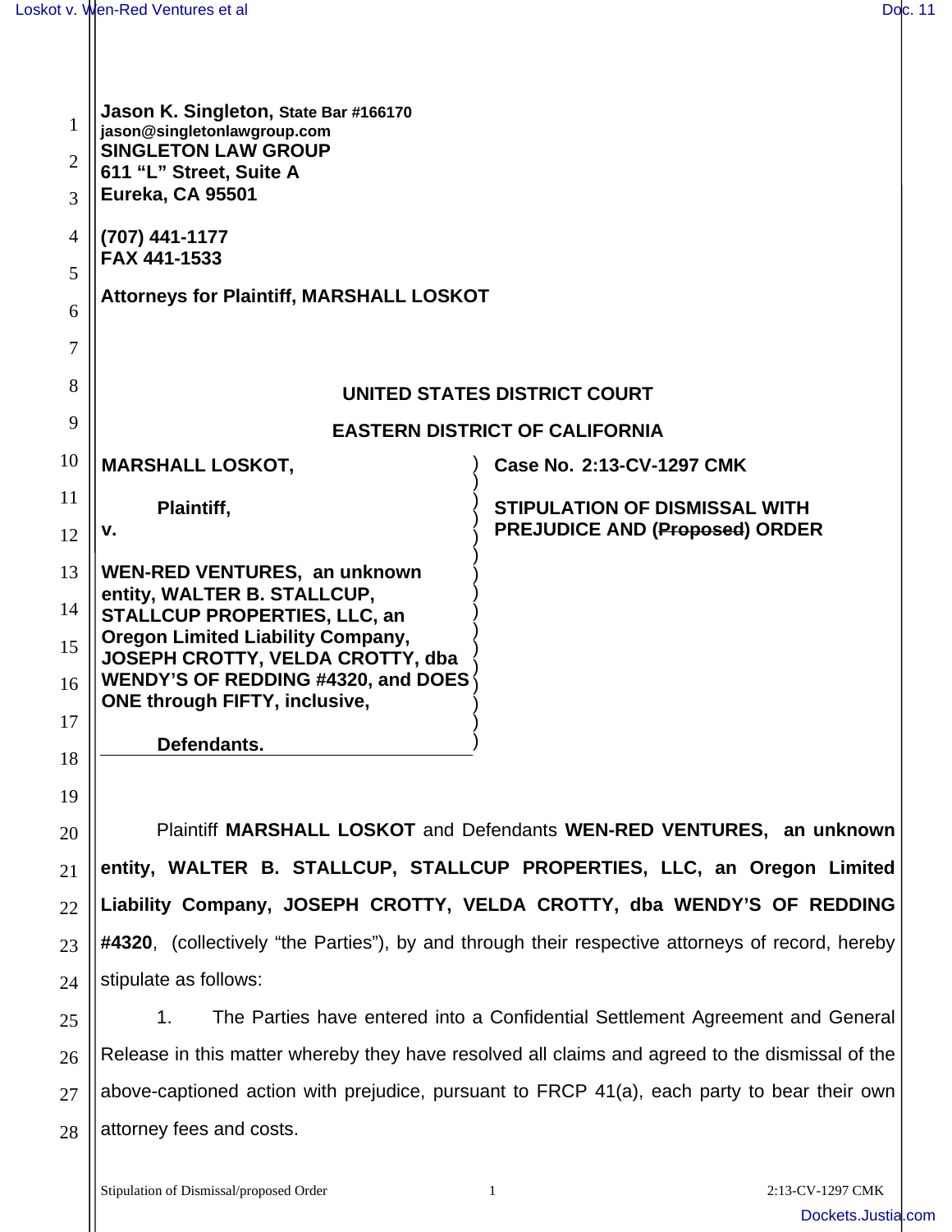**Jason K. Singleton, State Bar #166170**
**jason@singletonlawgroup.com**
**SINGLETON LAW GROUP**
**611 "L" Street, Suite A**
**Eureka, CA 95501**

**(707) 441-1177**
**FAX 441-1533**

**Attorneys for Plaintiff, MARSHALL LOSKOT**

**UNITED STATES DISTRICT COURT**

**EASTERN DISTRICT OF CALIFORNIA**

| | |
|---|---|
| **MARSHALL LOSKOT,**<br><br>**Plaintiff,**<br>**v.**<br><br>**WEN-RED VENTURES, an unknown entity, WALTER B. STALLCUP, STALLCUP PROPERTIES, LLC, an Oregon Limited Liability Company, JOSEPH CROTTY, VELDA CROTTY, dba WENDY'S OF REDDING #4320, and DOES ONE through FIFTY, inclusive,**<br><br>**Defendants.** | **Case No. 2:13-CV-1297 CMK**<br><br>**STIPULATION OF DISMISSAL WITH PREJUDICE AND (~~Proposed~~) ORDER** |

Plaintiff **MARSHALL LOSKOT** and Defendants **WEN-RED VENTURES, an unknown entity, WALTER B. STALLCUP, STALLCUP PROPERTIES, LLC, an Oregon Limited Liability Company, JOSEPH CROTTY, VELDA CROTTY, dba WENDY'S OF REDDING #4320**, (collectively "the Parties"), by and through their respective attorneys of record, hereby stipulate as follows:

1. The Parties have entered into a Confidential Settlement Agreement and General Release in this matter whereby they have resolved all claims and agreed to the dismissal of the above-captioned action with prejudice, pursuant to FRCP 41(a), each party to bear their own attorney fees and costs.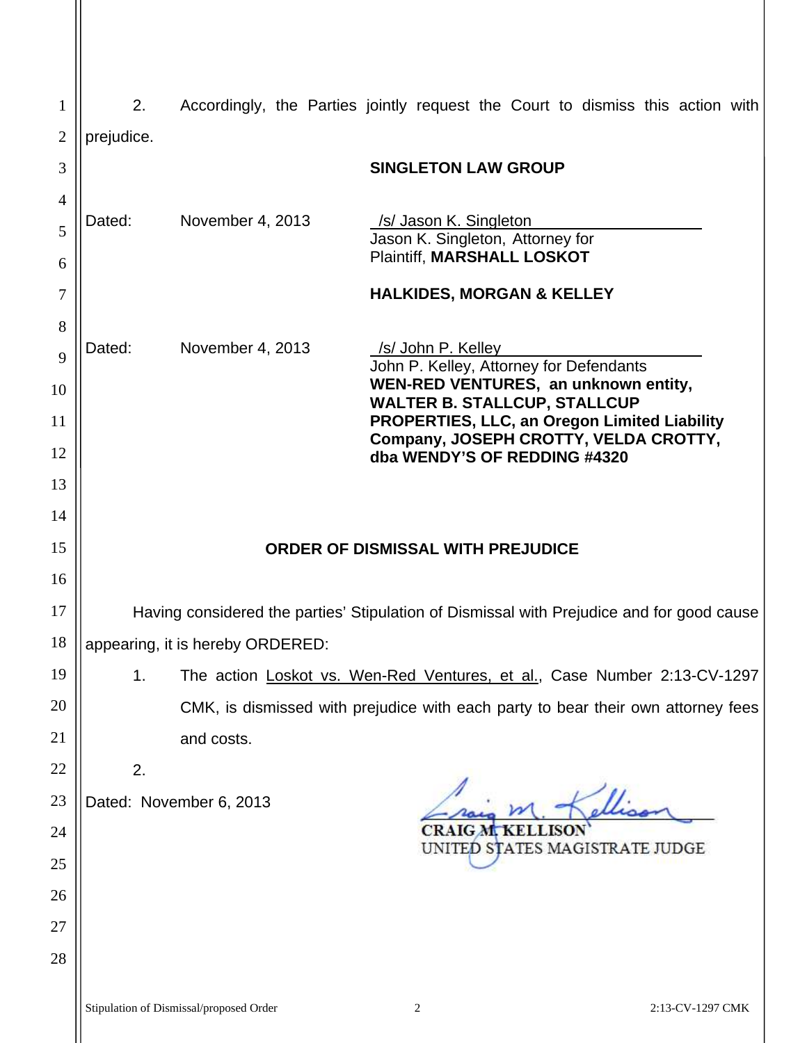2. Accordingly, the Parties jointly request the Court to dismiss this action with prejudice.

**SINGLETON LAW GROUP**

Dated: November 4, 2013

/s/ Jason K. Singleton
Jason K. Singleton, Attorney for Plaintiff, **MARSHALL LOSKOT**

**HALKIDES, MORGAN & KELLEY**

Dated: November 4, 2013

/s/ John P. Kelley
John P. Kelley, Attorney for Defendants **WEN-RED VENTURES, an unknown entity, WALTER B. STALLCUP, STALLCUP PROPERTIES, LLC, an Oregon Limited Liability Company, JOSEPH CROTTY, VELDA CROTTY, dba WENDY'S OF REDDING #4320**

**ORDER OF DISMISSAL WITH PREJUDICE**

Having considered the parties' Stipulation of Dismissal with Prejudice and for good cause appearing, it is hereby ORDERED:

1. The action Loskot vs. Wen-Red Ventures, et al., Case Number 2:13-CV-1297 CMK, is dismissed with prejudice with each party to bear their own attorney fees and costs.

2.

Dated: November 6, 2013

CRAIG M. KELLISON
UNITED STATES MAGISTRATE JUDGE